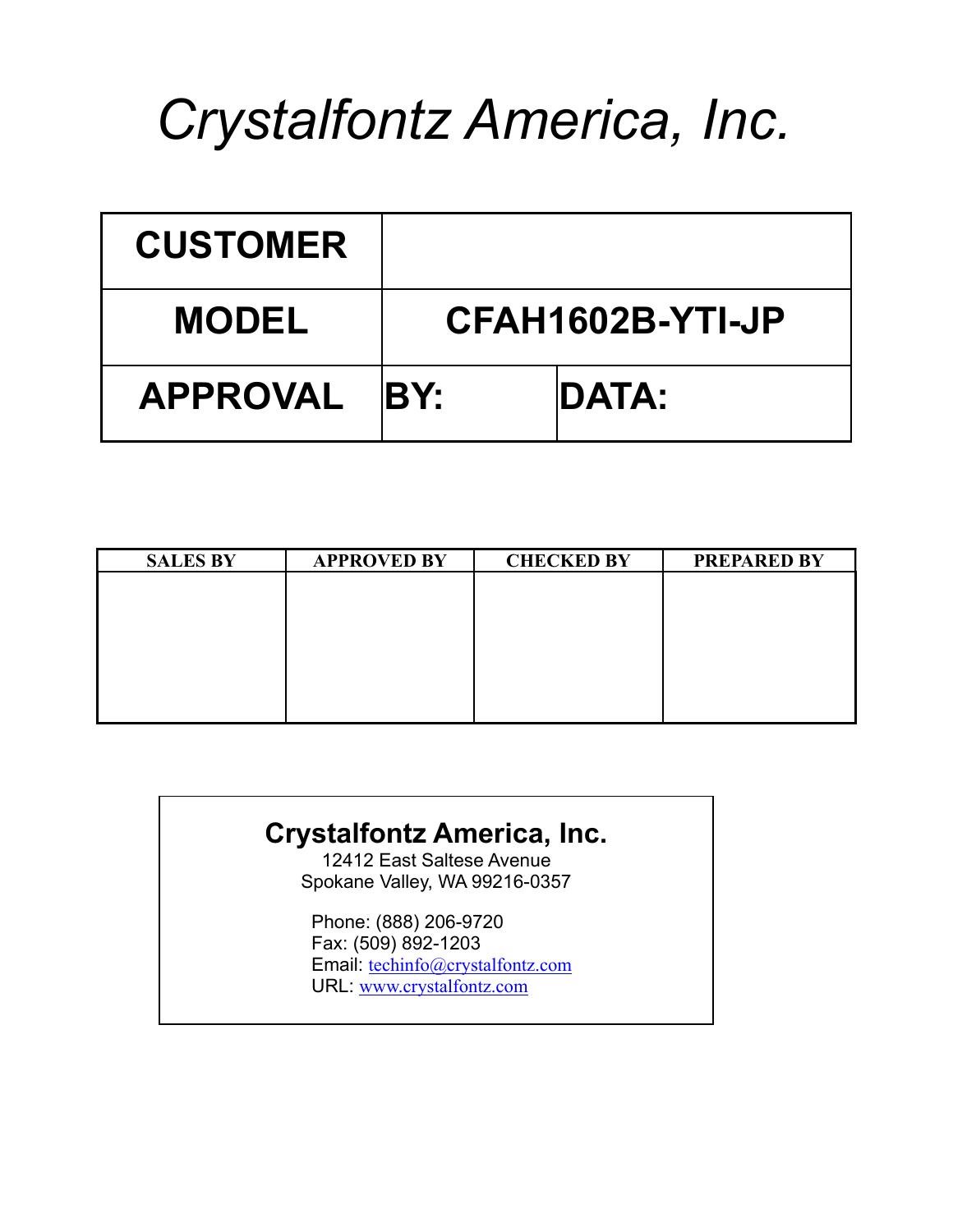# *Crystalfontz America, Inc.*

| CUSTOMER | | |
|---|---|---|
| MODEL | CFAH1602B-YTI-JP | |
| APPROVAL | BY: | DATA: |

| SALES BY | APPROVED BY | CHECKED BY | PREPARED BY |
|---|---|---|---|
| | | | |

**Crystalfontz America, Inc.**
12412 East Saltese Avenue
Spokane Valley, WA 99216-0357

Phone: (888) 206-9720
Fax: (509) 892-1203
Email: techinfo@crystalfontz.com
URL: www.crystalfontz.com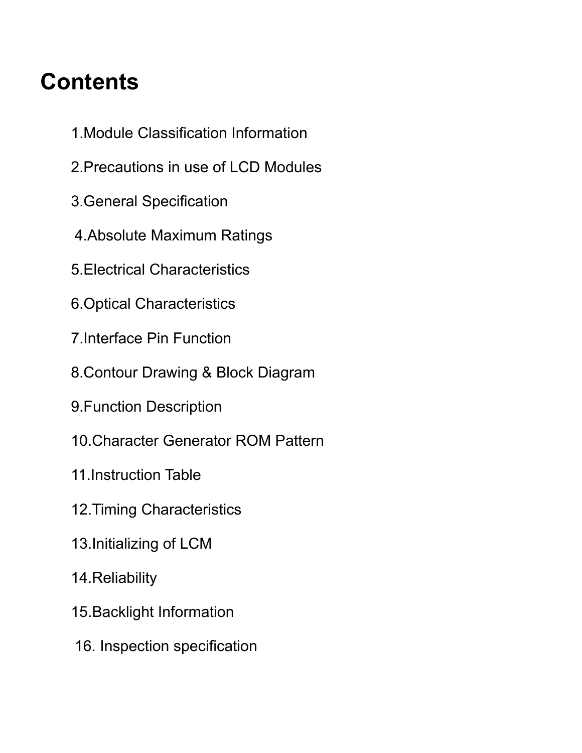# Contents

1.Module Classification Information

2.Precautions in use of LCD Modules

3.General Specification

4.Absolute Maximum Ratings

5.Electrical Characteristics

6.Optical Characteristics

7.Interface Pin Function

8.Contour Drawing & Block Diagram

9.Function Description

10.Character Generator ROM Pattern

11.Instruction Table

12.Timing Characteristics

13.Initializing of LCM

14.Reliability

15.Backlight Information

16. Inspection specification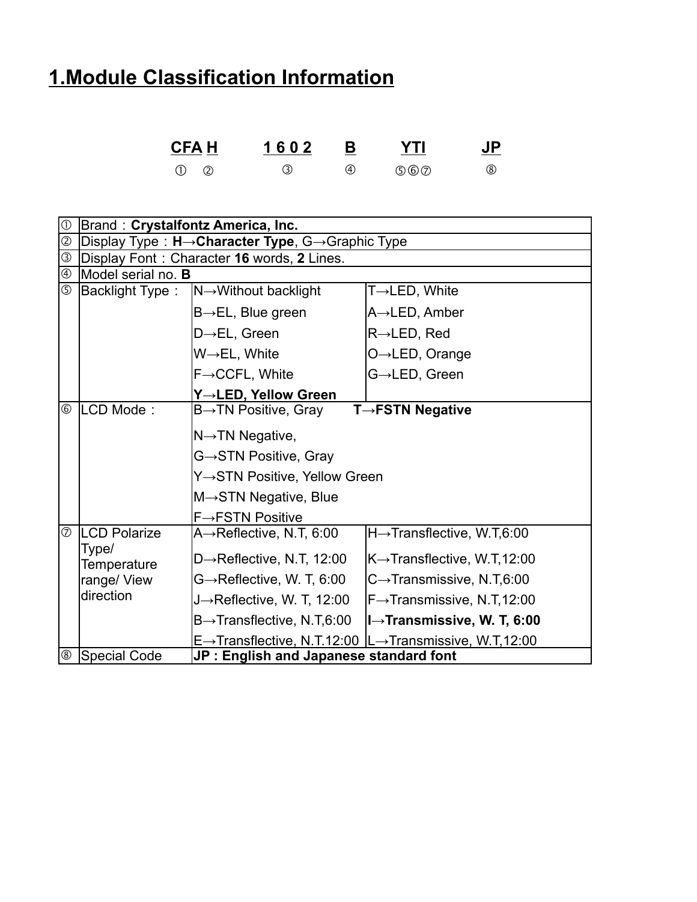# 1.Module Classification Information

**CFA H 1 6 0 2 B YTI JP**

① ② ③ ④ ⑤⑥⑦ ⑧

| | | | |
|---|---|---|---|
| ① | Brand：**Crystalfontz America, Inc.** | | |
| ② | Display Type：**H→Character Type**, G→Graphic Type | | |
| ③ | Display Font：Character **16** words, **2** Lines. | | |
| ④ | Model serial no. **B** | | |
| ⑤ | Backlight Type： | N→Without backlight | T→LED, White |
| | | B→EL, Blue green | A→LED, Amber |
| | | D→EL, Green | R→LED, Red |
| | | W→EL, White | O→LED, Orange |
| | | F→CCFL, White | G→LED, Green |
| | | **Y→LED, Yellow Green** | |
| ⑥ | LCD Mode： | B→TN Positive, Gray | **T→FSTN Negative** |
| | | N→TN Negative, | |
| | | G→STN Positive, Gray | |
| | | Y→STN Positive, Yellow Green | |
| | | M→STN Negative, Blue | |
| | | F→FSTN Positive | |
| ⑦ | LCD Polarize Type/ Temperature range/ View direction | A→Reflective, N.T, 6:00 | H→Transflective, W.T,6:00 |
| | | D→Reflective, N.T, 12:00 | K→Transflective, W.T,12:00 |
| | | G→Reflective, W. T, 6:00 | C→Transmissive, N.T,6:00 |
| | | J→Reflective, W. T, 12:00 | F→Transmissive, N.T,12:00 |
| | | B→Transflective, N.T,6:00 | **I→Transmissive, W. T, 6:00** |
| | | E→Transflective, N.T.12:00 | L→Transmissive, W.T,12:00 |
| ⑧ | Special Code | **JP : English and Japanese standard font** | |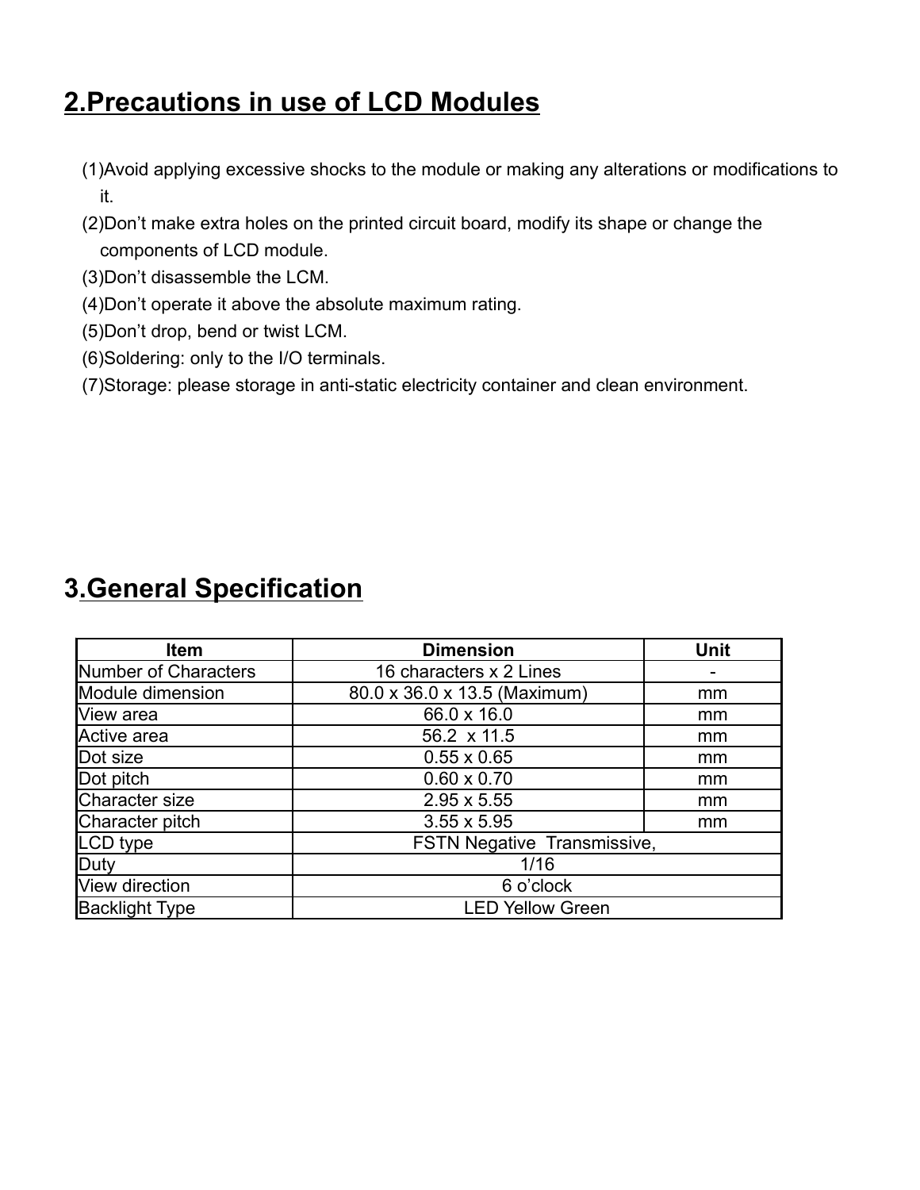## 2.Precautions in use of LCD Modules

(1)Avoid applying excessive shocks to the module or making any alterations or modifications to it.
(2)Don't make extra holes on the printed circuit board, modify its shape or change the components of LCD module.
(3)Don't disassemble the LCM.
(4)Don't operate it above the absolute maximum rating.
(5)Don't drop, bend or twist LCM.
(6)Soldering: only to the I/O terminals.
(7)Storage: please storage in anti-static electricity container and clean environment.

## 3.General Specification

| Item | Dimension | Unit |
|---|---|---|
| Number of Characters | 16 characters x 2 Lines | - |
| Module dimension | 80.0 x 36.0 x 13.5 (Maximum) | mm |
| View area | 66.0 x 16.0 | mm |
| Active area | 56.2 x 11.5 | mm |
| Dot size | 0.55 x 0.65 | mm |
| Dot pitch | 0.60 x 0.70 | mm |
| Character size | 2.95 x 5.55 | mm |
| Character pitch | 3.55 x 5.95 | mm |
| LCD type | FSTN Negative Transmissive, | |
| Duty | 1/16 | |
| View direction | 6 o'clock | |
| Backlight Type | LED Yellow Green | |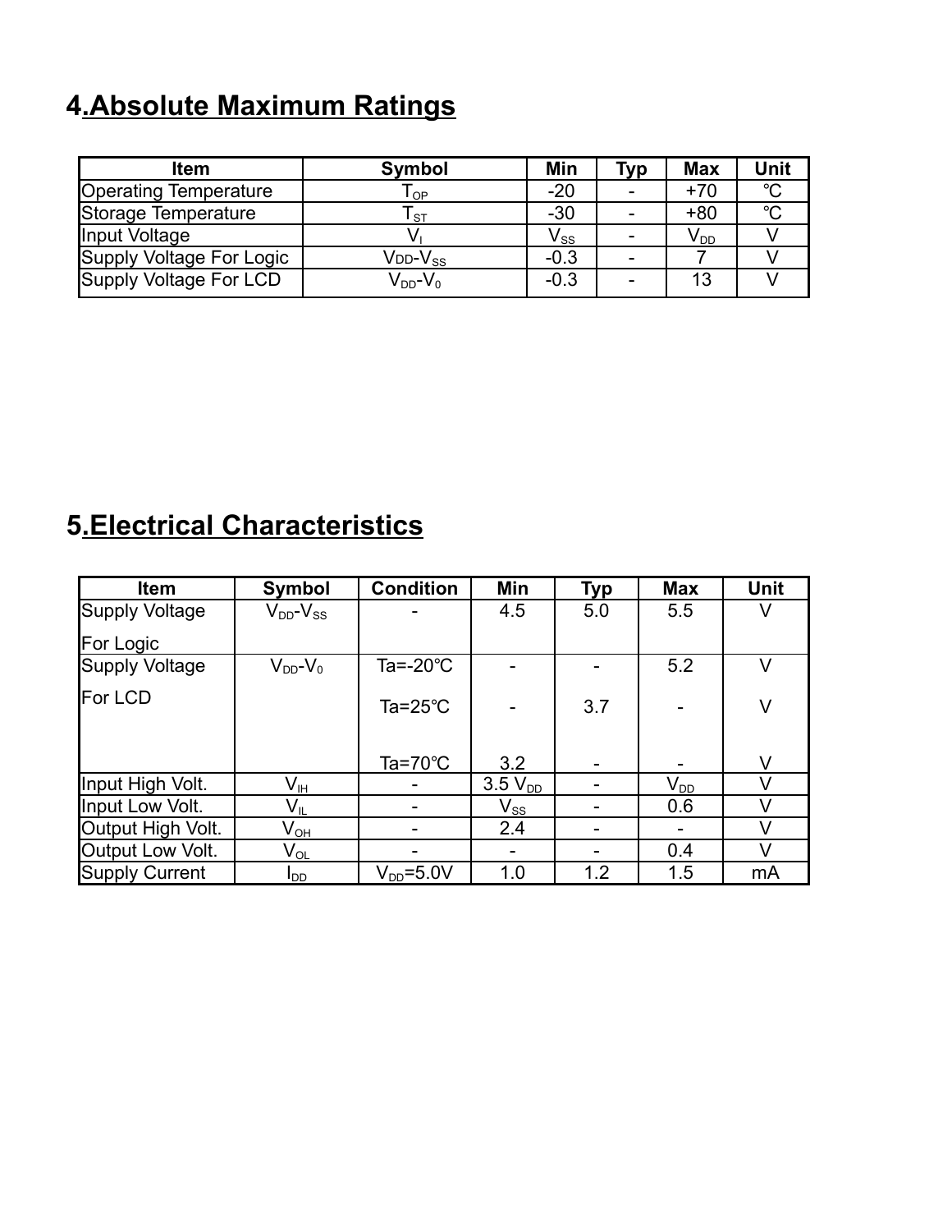## 4.Absolute Maximum Ratings

| Item | Symbol | Min | Typ | Max | Unit |
|---|---|---|---|---|---|
| Operating Temperature | $T_{OP}$ | -20 | - | +70 | ℃ |
| Storage Temperature | $T_{ST}$ | -30 | - | +80 | ℃ |
| Input Voltage | $V_I$ | $V_{SS}$ | - | $V_{DD}$ | V |
| Supply Voltage For Logic | $V_{DD}$-$V_{SS}$ | -0.3 | - | 7 | V |
| Supply Voltage For LCD | $V_{DD}$-$V_0$ | -0.3 | - | 13 | V |

## 5.Electrical Characteristics

| Item | Symbol | Condition | Min | Typ | Max | Unit |
|---|---|---|---|---|---|---|
| Supply Voltage For Logic | $V_{DD}$-$V_{SS}$ | - | 4.5 | 5.0 | 5.5 | V |
| Supply Voltage For LCD | $V_{DD}$-$V_0$ | Ta=-20℃ | - | - | 5.2 | V |
| | | Ta=25℃ | - | 3.7 | - | V |
| | | Ta=70℃ | 3.2 | - | - | V |
| Input High Volt. | $V_{IH}$ | - | 3.5 $V_{DD}$ | - | $V_{DD}$ | V |
| Input Low Volt. | $V_{IL}$ | - | $V_{SS}$ | - | 0.6 | V |
| Output High Volt. | $V_{OH}$ | - | 2.4 | - | - | V |
| Output Low Volt. | $V_{OL}$ | - | - | - | 0.4 | V |
| Supply Current | $I_{DD}$ | $V_{DD}$=5.0V | 1.0 | 1.2 | 1.5 | mA |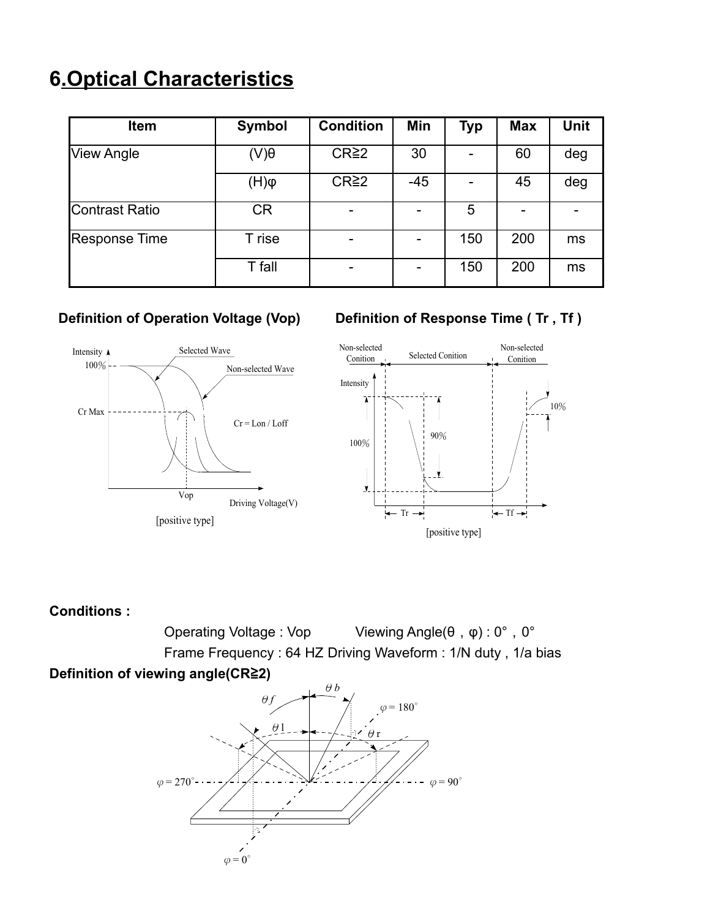# 6.Optical Characteristics

| Item | Symbol | Condition | Min | Typ | Max | Unit |
|---|---|---|---|---|---|---|
| View Angle | (V)θ | CR≧2 | 30 | - | 60 | deg |
| | (H)φ | CR≧2 | -45 | - | 45 | deg |
| Contrast Ratio | CR | - | - | 5 | - | - |
| Response Time | T rise | - | - | 150 | 200 | ms |
| | T fall | - | - | 150 | 200 | ms |

**Definition of Operation Voltage (Vop)**

**Definition of Response Time ( Tr , Tf )**

**Conditions :**

Operating Voltage : Vop Viewing Angle(θ , φ) : 0° , 0°

Frame Frequency : 64 HZ Driving Waveform : 1/N duty , 1/a bias

**Definition of viewing angle(CR≧2)**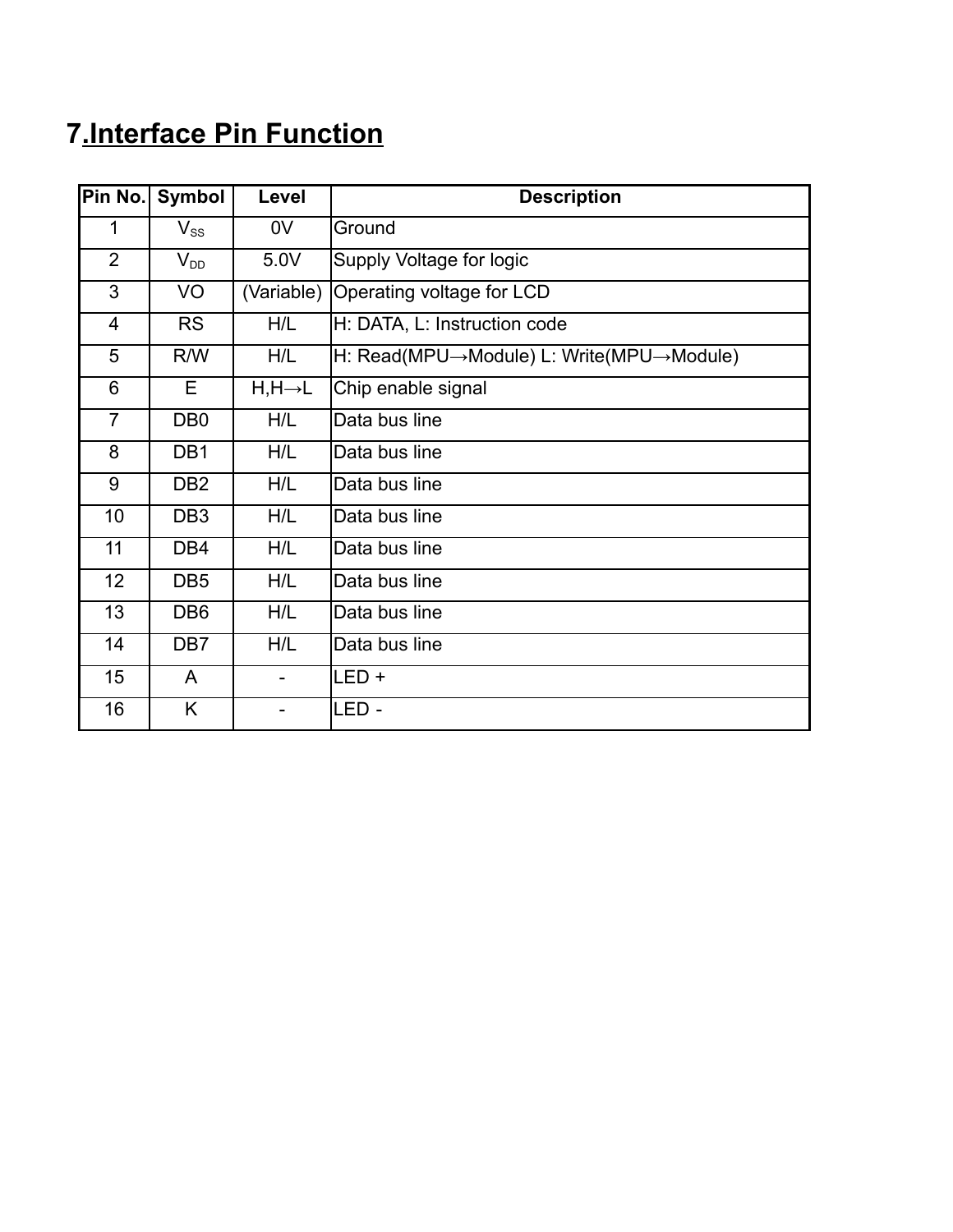## 7.Interface Pin Function

| Pin No. | Symbol | Level | Description |
|---|---|---|---|
| 1 | $V_{SS}$ | 0V | Ground |
| 2 | $V_{DD}$ | 5.0V | Supply Voltage for logic |
| 3 | VO | (Variable) | Operating voltage for LCD |
| 4 | RS | H/L | H: DATA, L: Instruction code |
| 5 | R/W | H/L | H: Read(MPU→Module) L: Write(MPU→Module) |
| 6 | E | H,H→L | Chip enable signal |
| 7 | DB0 | H/L | Data bus line |
| 8 | DB1 | H/L | Data bus line |
| 9 | DB2 | H/L | Data bus line |
| 10 | DB3 | H/L | Data bus line |
| 11 | DB4 | H/L | Data bus line |
| 12 | DB5 | H/L | Data bus line |
| 13 | DB6 | H/L | Data bus line |
| 14 | DB7 | H/L | Data bus line |
| 15 | A | - | LED + |
| 16 | K | - | LED - |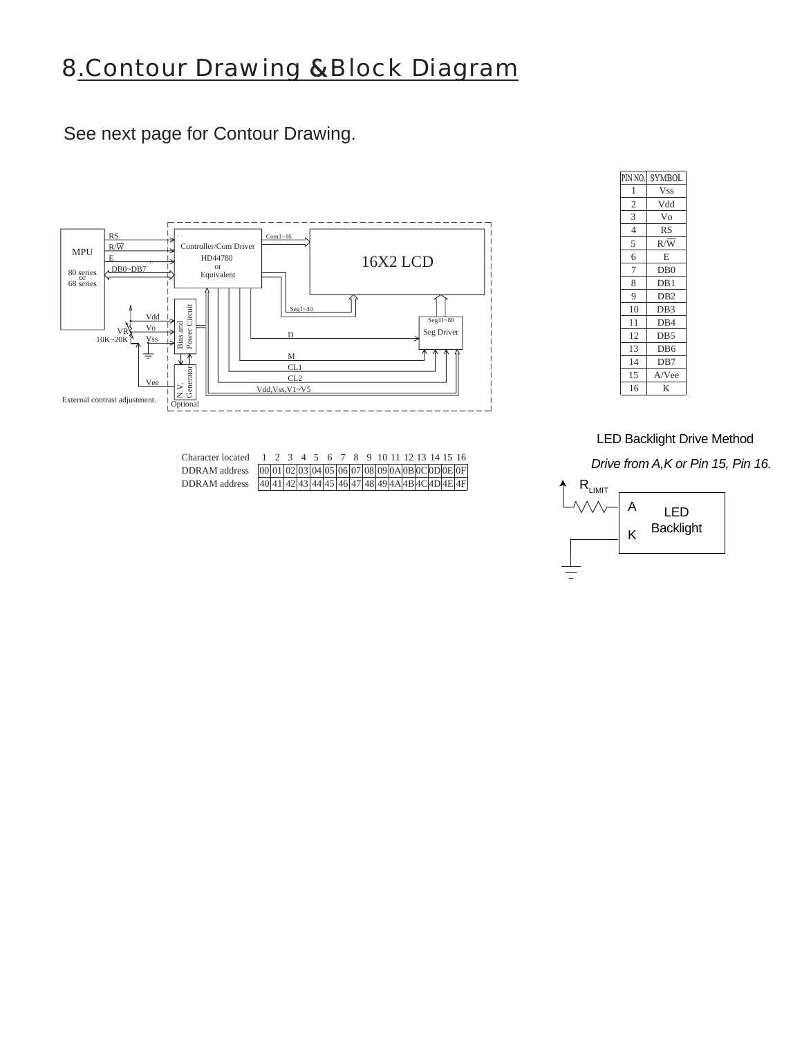# 8.Contour Drawing &Block Diagram

See next page for Contour Drawing.

| PIN NO. | SYMBOL |
|---|---|
| 1 | Vss |
| 2 | Vdd |
| 3 | Vo |
| 4 | RS |
| 5 | R/W |
| 6 | E |
| 7 | DB0 |
| 8 | DB1 |
| 9 | DB2 |
| 10 | DB3 |
| 11 | DB4 |
| 12 | DB5 |
| 13 | DB6 |
| 14 | DB7 |
| 15 | A/Vee |
| 16 | K |

MPU
80 series or 68 series
RS
R/W
E
DB0~DB7
Controller/Com Driver
HD44780 or Equivalent
Com1~16
16X2 LCD
Seg1~40
Seg41~80
Seg Driver
Vdd
Vo
Vss
VR 10K~20K
Bias and Power Circuit
D
M
CL1
CL2
Vee
N.V. Generator
Vdd,Vss,V1~V5
External contrast adjustment.
Optional

| Character located | 1 | 2 | 3 | 4 | 5 | 6 | 7 | 8 | 9 | 10 | 11 | 12 | 13 | 14 | 15 | 16 |
|---|---|---|---|---|---|---|---|---|---|---|---|---|---|---|---|---|
| DDRAM address | 00 | 01 | 02 | 03 | 04 | 05 | 06 | 07 | 08 | 09 | 0A | 0B | 0C | 0D | 0E | 0F |
| DDRAM address | 40 | 41 | 42 | 43 | 44 | 45 | 46 | 47 | 48 | 49 | 4A | 4B | 4C | 4D | 4E | 4F |

LED Backlight Drive Method

*Drive from A,K or Pin 15, Pin 16.*

$R_{LIMIT}$

A
K
LED Backlight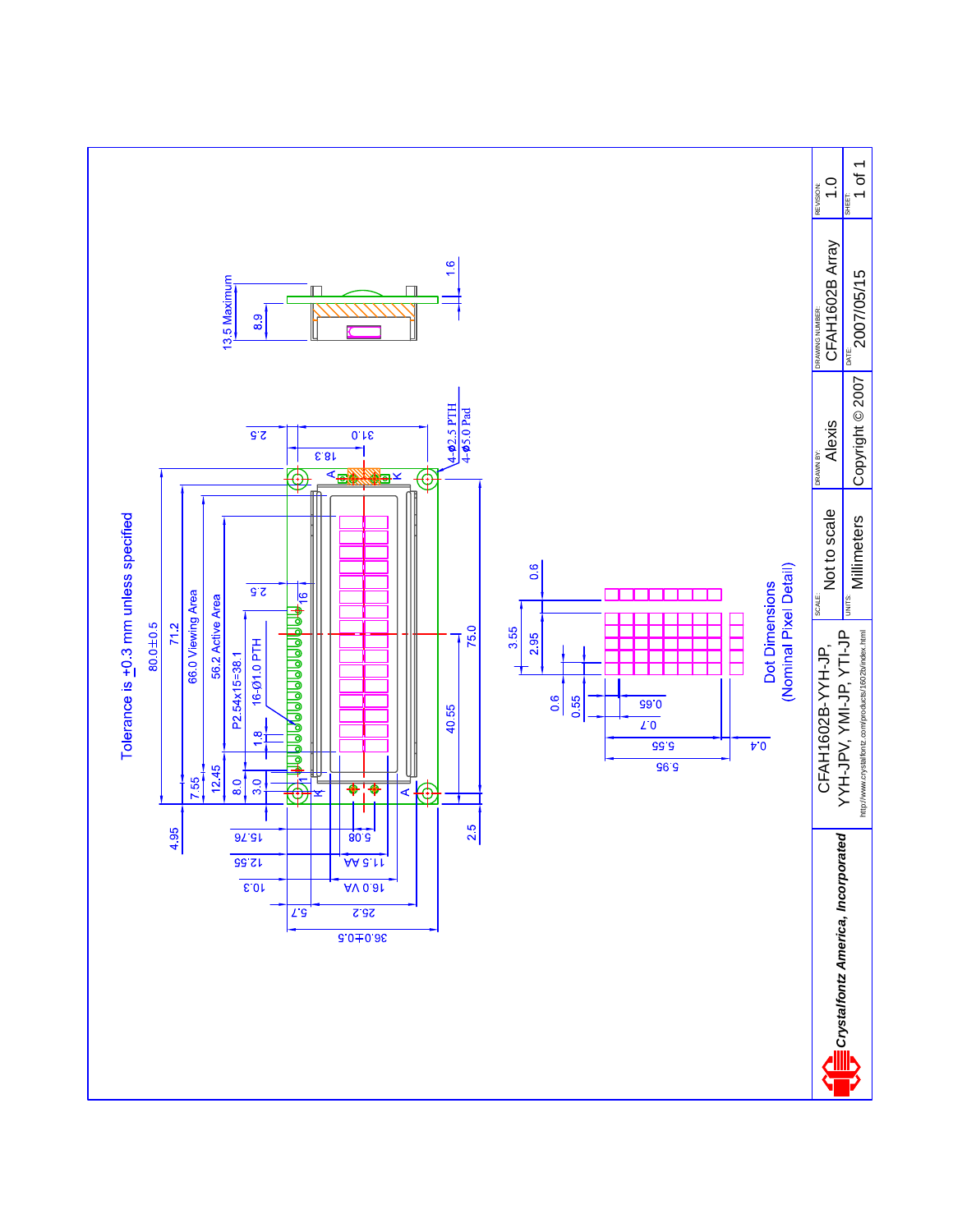Tolerance is ±0.3 mm unless specified

80.0±0.5

71.2

66.0 Viewing Area

56.2 Active Area

P2.54x15=38.1

16-Ø1.0 PTH

4.95

7.55

12.45

8.0

3.0

1.8

2.5

1

16

A

K

18.3

31.0

2.5

4-Ø2.5 PTH

4-Ø5.0 Pad

40.55

75.0

2.5

15.76

12.55

10.3

5.7

5.08

11.5 AA

16.0 VA

25.2

36.0±0.5

13.5 Maximum

8.9

1.6

3.55

2.95

0.6

0.6

0.55

0.65

0.7

5.55

5.95

0.4

Dot Dimensions (Nominal Pixel Detail)

*Crystalfontz America, Incorporated*

CFAH1602B-YYH-JP, YYH-JPV, YMI-JP, YTI-JP

http://www.crystalfontz.com/products/1602b/index.html

| SCALE: | DRAWN BY: | DRAWING NUMBER: | REVISION: |
| --- | --- | --- | --- |
| Not to scale | Alexis | CFAH1602B Array | 1.0 |
| UNITS: | | DATE: | SHEET: |
| Millimeters | Copyright © 2007 | 2007/05/15 | 1 of 1 |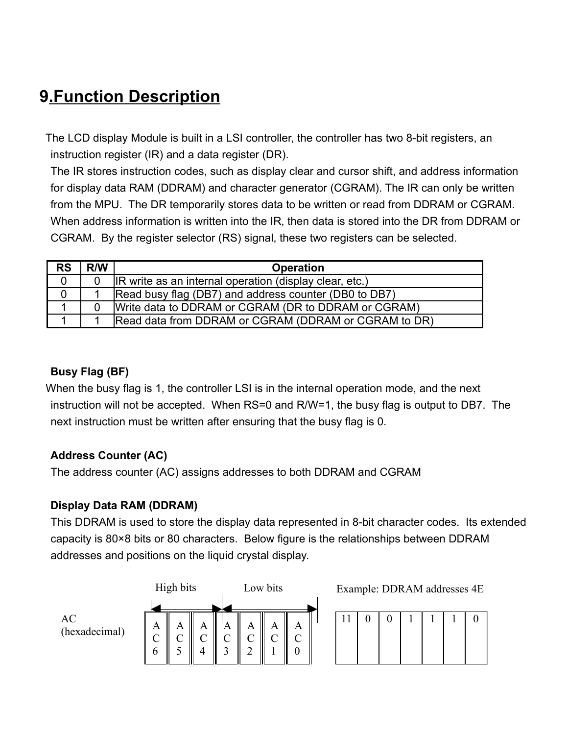## 9.Function Description

The LCD display Module is built in a LSI controller, the controller has two 8-bit registers, an instruction register (IR) and a data register (DR).
The IR stores instruction codes, such as display clear and cursor shift, and address information for display data RAM (DDRAM) and character generator (CGRAM). The IR can only be written from the MPU. The DR temporarily stores data to be written or read from DDRAM or CGRAM. When address information is written into the IR, then data is stored into the DR from DDRAM or CGRAM. By the register selector (RS) signal, these two registers can be selected.

| RS | R/W | Operation |
|---|---|---|
| 0 | 0 | IR write as an internal operation (display clear, etc.) |
| 0 | 1 | Read busy flag (DB7) and address counter (DB0 to DB7) |
| 1 | 0 | Write data to DDRAM or CGRAM (DR to DDRAM or CGRAM) |
| 1 | 1 | Read data from DDRAM or CGRAM (DDRAM or CGRAM to DR) |

**Busy Flag (BF)**

When the busy flag is 1, the controller LSI is in the internal operation mode, and the next instruction will not be accepted. When RS=0 and R/W=1, the busy flag is output to DB7. The next instruction must be written after ensuring that the busy flag is 0.

**Address Counter (AC)**

The address counter (AC) assigns addresses to both DDRAM and CGRAM

**Display Data RAM (DDRAM)**

This DDRAM is used to store the display data represented in 8-bit character codes. Its extended capacity is 80×8 bits or 80 characters. Below figure is the relationships between DDRAM addresses and positions on the liquid crystal display.

High bits | Low bits

| AC (hexadecimal) | AC6 | AC5 | AC4 | AC3 | AC2 | AC1 | AC0 |
|---|---|---|---|---|---|---|---|

Example: DDRAM addresses 4E

| 11 | 0 | 0 | 1 | 1 | 1 | 0 |
|---|---|---|---|---|---|---|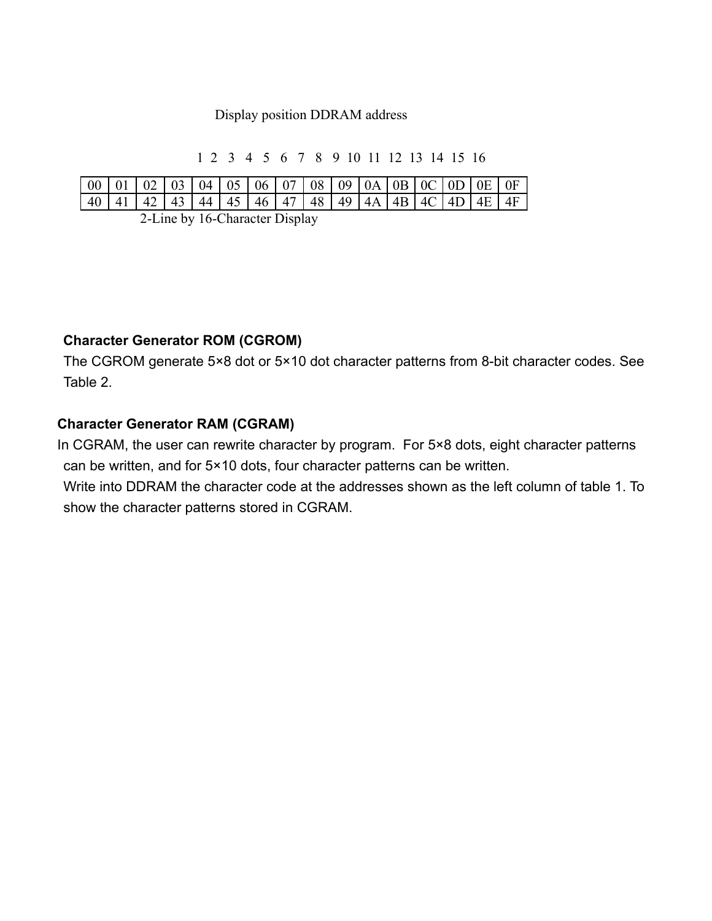Display position DDRAM address

| 1 | 2 | 3 | 4 | 5 | 6 | 7 | 8 | 9 | 10 | 11 | 12 | 13 | 14 | 15 | 16 |
|---|---|---|---|---|---|---|---|---|---|---|---|---|---|---|---|
| 00 | 01 | 02 | 03 | 04 | 05 | 06 | 07 | 08 | 09 | 0A | 0B | 0C | 0D | 0E | 0F |
| 40 | 41 | 42 | 43 | 44 | 45 | 46 | 47 | 48 | 49 | 4A | 4B | 4C | 4D | 4E | 4F |

2-Line by 16-Character Display

**Character Generator ROM (CGROM)**

The CGROM generate 5×8 dot or 5×10 dot character patterns from 8-bit character codes. See Table 2.

**Character Generator RAM (CGRAM)**

In CGRAM, the user can rewrite character by program. For 5×8 dots, eight character patterns can be written, and for 5×10 dots, four character patterns can be written.

Write into DDRAM the character code at the addresses shown as the left column of table 1. To show the character patterns stored in CGRAM.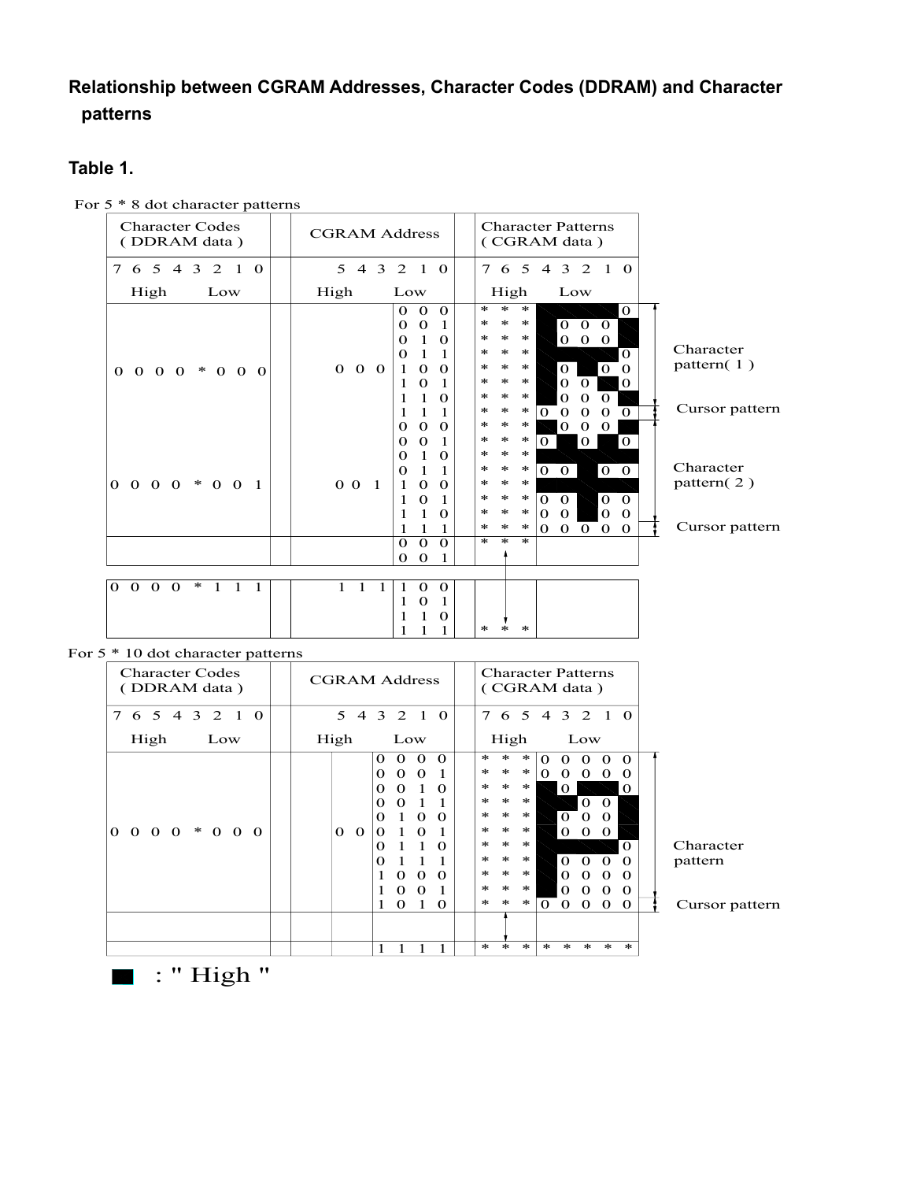## Relationship between CGRAM Addresses, Character Codes (DDRAM) and Character patterns

### Table 1.

For 5 * 8 dot character patterns

| Character Codes ( DDRAM data ) | CGRAM Address | | Character Patterns ( CGRAM data ) | |
|---|---|---|---|---|
| 7 6 5 4 3 2 1 0 | 5 4 3 | 2 1 0 | 7 6 5 | 4 3 2 1 0 |
| High Low | High | Low | High | Low |
| 0 0 0 0 * 0 0 0 | 0 0 0 | 0 0 0 | * * * | 0 |
| | | 0 0 1 | * * * | 0 0 0 |
| | | 0 1 0 | * * * | 0 0 0 |
| | | 0 1 1 | * * * | 0 |
| | | 1 0 0 | * * * | 0 0 0 |
| | | 1 0 1 | * * * | 0 0 0 |
| | | 1 1 0 | * * * | 0 0 0 |
| | | 1 1 1 | * * * | 0 0 0 0 0 |
| 0 0 0 0 * 0 0 1 | 0 0 1 | 0 0 0 | * * * | 0 0 0 |
| | | 0 0 1 | * * * | 0 0 0 |
| | | 0 1 0 | * * * | |
| | | 0 1 1 | * * * | 0 0 0 0 |
| | | 1 0 0 | * * * | |
| | | 1 0 1 | * * * | 0 0 0 0 |
| | | 1 1 0 | * * * | 0 0 0 0 |
| | | 1 1 1 | * * * | 0 0 0 0 0 |
| | | 0 0 0 | * * * | |
| | | 0 0 1 | | |
| 0 0 0 0 * 1 1 1 | 1 1 1 | 1 0 0 | | |
| | | 1 0 1 | | |
| | | 1 1 0 | | |
| | | 1 1 1 | * * * | |

Character pattern( 1 ) — Cursor pattern

Character pattern( 2 ) — Cursor pattern

For 5 * 10 dot character patterns

| Character Codes ( DDRAM data ) | CGRAM Address | | Character Patterns ( CGRAM data ) | |
|---|---|---|---|---|
| 7 6 5 4 3 2 1 0 | 5 4 | 3 2 1 0 | 7 6 5 | 4 3 2 1 0 |
| High Low | High | Low | High | Low |
| 0 0 0 0 * 0 0 0 | 0 0 | 0 0 0 0 | * * * | 0 0 0 0 0 |
| | | 0 0 0 1 | * * * | 0 0 0 0 0 |
| | | 0 0 1 0 | * * * | 0 0 |
| | | 0 0 1 1 | * * * | 0 0 |
| | | 0 1 0 0 | * * * | 0 0 0 |
| | | 0 1 0 1 | * * * | 0 0 0 |
| | | 0 1 1 0 | * * * | 0 |
| | | 0 1 1 1 | * * * | 0 0 0 0 |
| | | 1 0 0 0 | * * * | 0 0 0 0 |
| | | 1 0 0 1 | * * * | 0 0 0 0 |
| | | 1 0 1 0 | * * * | 0 0 0 0 0 |
| | | 1 1 1 1 | * * * | * * * * * |

Character pattern — Cursor pattern

■ : " High "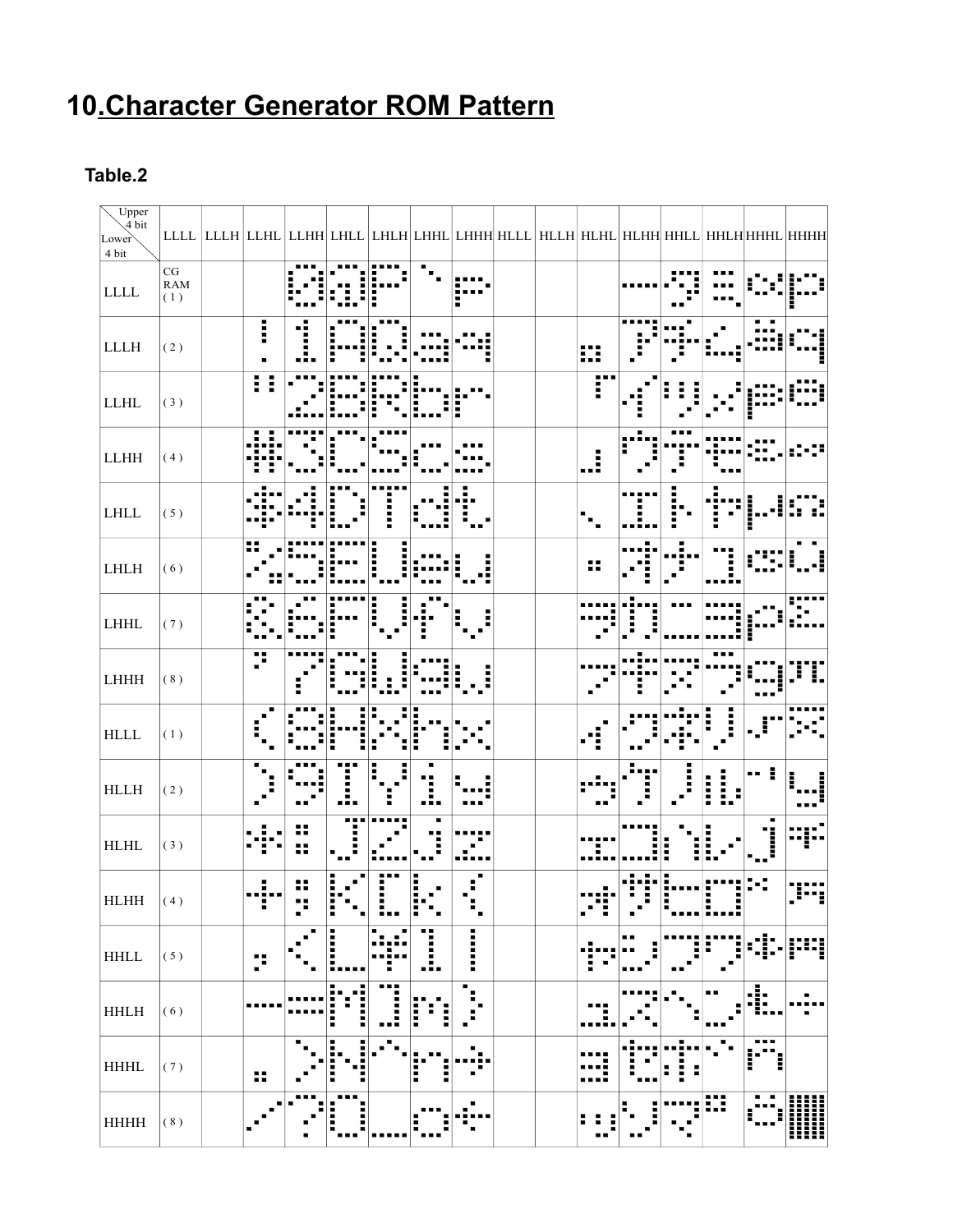# 10.Character Generator ROM Pattern

## Table.2

| Upper 4 bit / Lower 4 bit | LLLL | LLLH | LLHL | LLHH | LHLL | LHLH | LHHL | LHHH | HLLL | HLLH | HLHL | HLHH | HHLL | HHLH | HHHL | HHHH |
|---|---|---|---|---|---|---|---|---|---|---|---|---|---|---|---|---|
| LLLL | CG RAM (1) | | | 0 | @ | P | ` | p | | | | ー | タ | ミ | α | p |
| LLLH | (2) | | ! | 1 | A | Q | a | q | | | 。 | ア | チ | ム | ä | q |
| LLHL | (3) | | " | 2 | B | R | b | r | | | 「 | イ | ツ | メ | β | θ |
| LLHH | (4) | | # | 3 | C | S | c | s | | | 」 | ウ | テ | モ | ε | ∞ |
| LHLL | (5) | | $ | 4 | D | T | d | t | | | 、 | エ | ト | ヤ | μ | Ω |
| LHLH | (6) | | % | 5 | E | U | e | u | | | ・ | オ | ナ | ユ | σ | ü |
| LHHL | (7) | | & | 6 | F | V | f | v | | | ヲ | カ | ニ | ヨ | ρ | Σ |
| LHHH | (8) | | ' | 7 | G | W | g | w | | | ァ | キ | ヌ | ラ | g | π |
| HLLL | (1) | | ( | 8 | H | X | h | x | | | ィ | ク | ネ | リ | √ | x̄ |
| HLLH | (2) | | ) | 9 | I | Y | i | y | | | ゥ | ケ | ノ | ル | $^{-1}$ | y |
| HLHL | (3) | | * | : | J | Z | j | z | | | ェ | コ | ハ | レ | j | 千 |
| HLHH | (4) | | + | ; | K | [ | k | { | | | ォ | サ | ヒ | ロ | $^{x}$ | 万 |
| HHLL | (5) | | , | < | L | ¥ | l | \| | | | ャ | シ | フ | ワ | ¢ | 円 |
| HHLH | (6) | | - | = | M | ] | m | } | | | ュ | ス | ヘ | ン | £ | ÷ |
| HHHL | (7) | | . | > | N | ^ | n | → | | | ョ | セ | ホ | ゛ | ñ | |
| HHHH | (8) | | / | ? | O | _ | o | ← | | | ッ | ソ | マ | ゜ | ö | █ |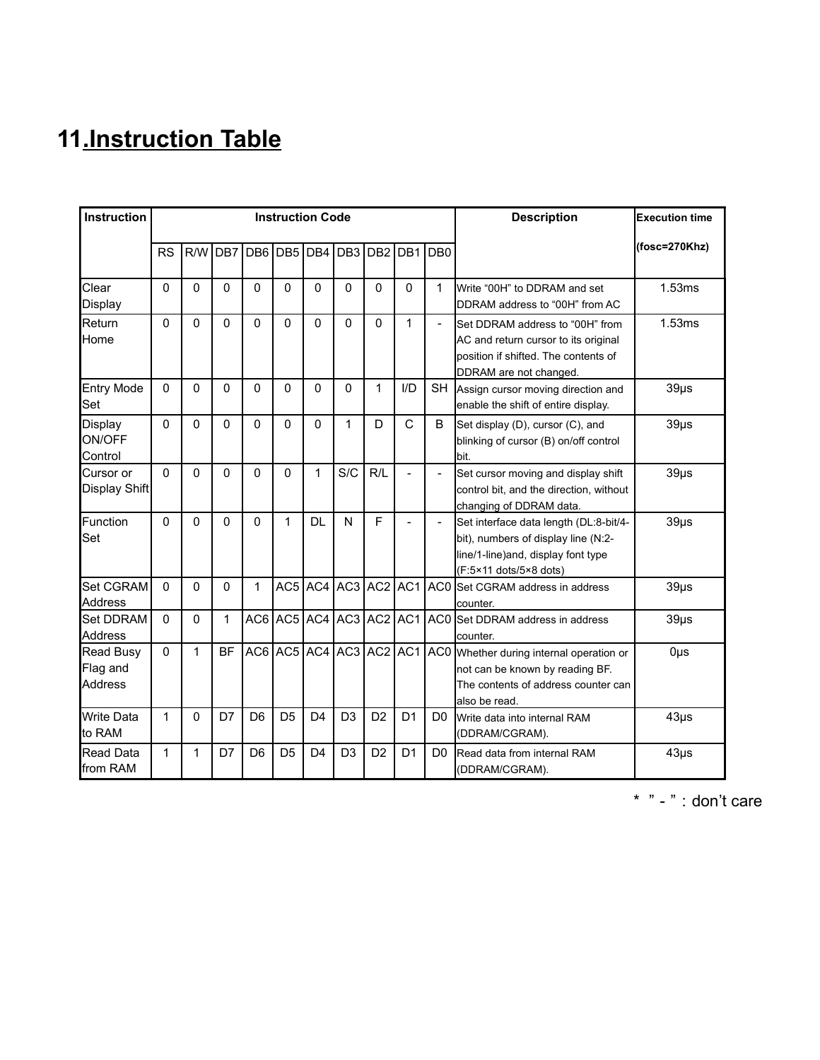# 11.Instruction Table

| Instruction | Instruction Code | | | | | | | | | | Description | Execution time (fosc=270Khz) |
|---|---|---|---|---|---|---|---|---|---|---|---|---|
| | RS | R/W | DB7 | DB6 | DB5 | DB4 | DB3 | DB2 | DB1 | DB0 | | |
| Clear Display | 0 | 0 | 0 | 0 | 0 | 0 | 0 | 0 | 0 | 1 | Write “00H” to DDRAM and set DDRAM address to “00H” from AC | 1.53ms |
| Return Home | 0 | 0 | 0 | 0 | 0 | 0 | 0 | 0 | 1 | - | Set DDRAM address to “00H” from AC and return cursor to its original position if shifted. The contents of DDRAM are not changed. | 1.53ms |
| Entry Mode Set | 0 | 0 | 0 | 0 | 0 | 0 | 0 | 1 | I/D | SH | Assign cursor moving direction and enable the shift of entire display. | 39μs |
| Display ON/OFF Control | 0 | 0 | 0 | 0 | 0 | 0 | 1 | D | C | B | Set display (D), cursor (C), and blinking of cursor (B) on/off control bit. | 39μs |
| Cursor or Display Shift | 0 | 0 | 0 | 0 | 0 | 1 | S/C | R/L | - | - | Set cursor moving and display shift control bit, and the direction, without changing of DDRAM data. | 39μs |
| Function Set | 0 | 0 | 0 | 0 | 1 | DL | N | F | - | - | Set interface data length (DL:8-bit/4-bit), numbers of display line (N:2-line/1-line)and, display font type (F:5×11 dots/5×8 dots) | 39μs |
| Set CGRAM Address | 0 | 0 | 0 | 1 | AC5 | AC4 | AC3 | AC2 | AC1 | AC0 | Set CGRAM address in address counter. | 39μs |
| Set DDRAM Address | 0 | 0 | 1 | AC6 | AC5 | AC4 | AC3 | AC2 | AC1 | AC0 | Set DDRAM address in address counter. | 39μs |
| Read Busy Flag and Address | 0 | 1 | BF | AC6 | AC5 | AC4 | AC3 | AC2 | AC1 | AC0 | Whether during internal operation or not can be known by reading BF. The contents of address counter can also be read. | 0μs |
| Write Data to RAM | 1 | 0 | D7 | D6 | D5 | D4 | D3 | D2 | D1 | D0 | Write data into internal RAM (DDRAM/CGRAM). | 43μs |
| Read Data from RAM | 1 | 1 | D7 | D6 | D5 | D4 | D3 | D2 | D1 | D0 | Read data from internal RAM (DDRAM/CGRAM). | 43μs |

* ” - ” : don’t care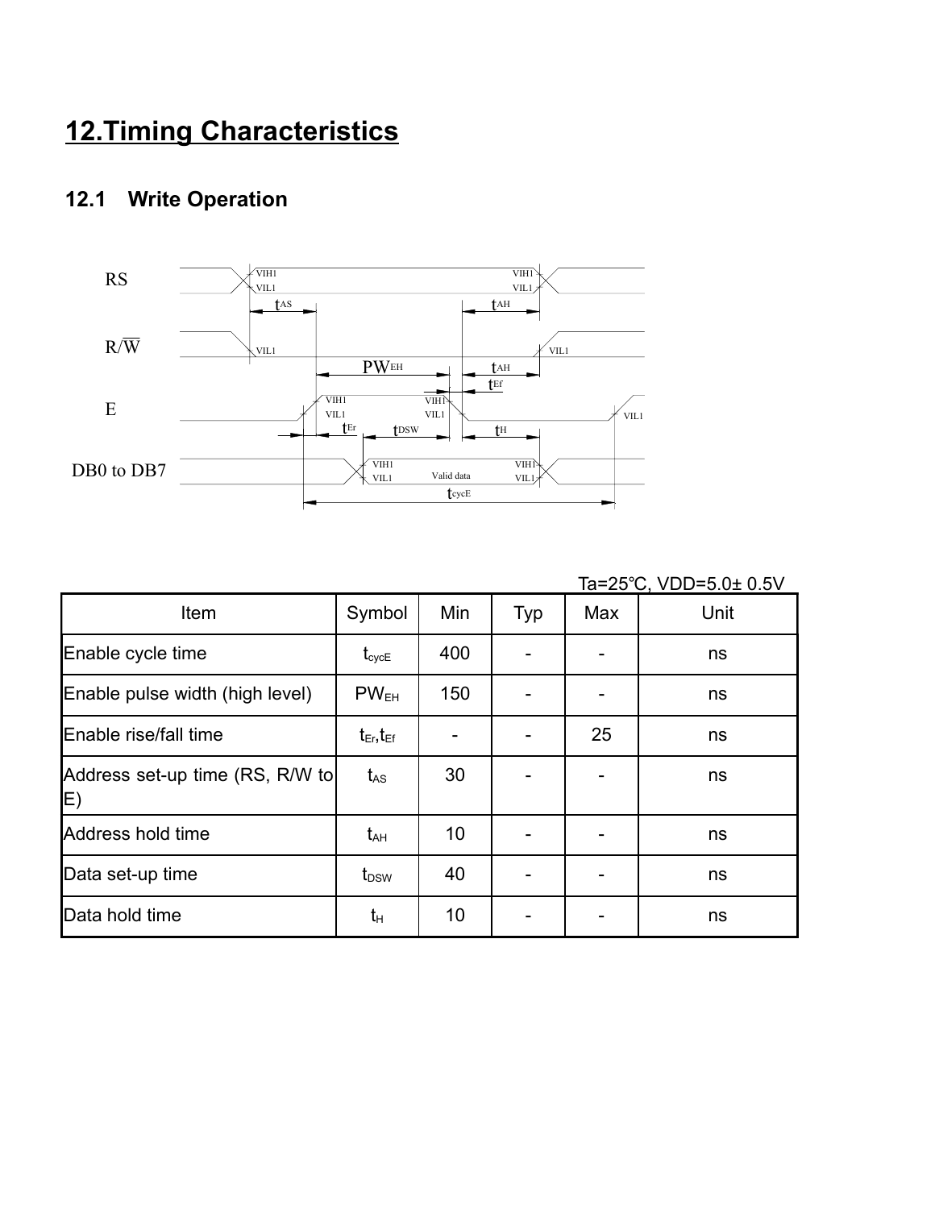# 12.Timing Characteristics

## 12.1 Write Operation

Ta=25℃, VDD=5.0± 0.5V

| Item | Symbol | Min | Typ | Max | Unit |
|---|---|---|---|---|---|
| Enable cycle time | $t_{cycE}$ | 400 | - | - | ns |
| Enable pulse width (high level) | $PW_{EH}$ | 150 | - | - | ns |
| Enable rise/fall time | $t_{Er}, t_{Ef}$ | - | - | 25 | ns |
| Address set-up time (RS, R/W to E) | $t_{AS}$ | 30 | - | - | ns |
| Address hold time | $t_{AH}$ | 10 | - | - | ns |
| Data set-up time | $t_{DSW}$ | 40 | - | - | ns |
| Data hold time | $t_{H}$ | 10 | - | - | ns |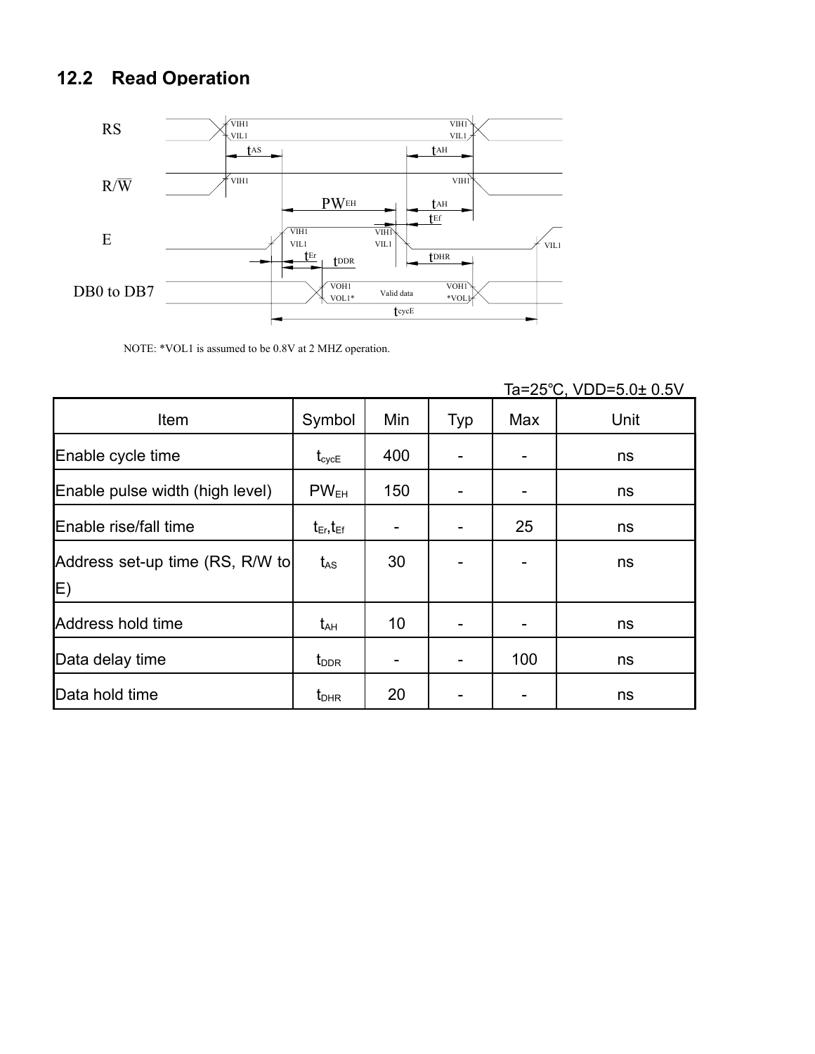## 12.2 Read Operation

NOTE: *VOL1 is assumed to be 0.8V at 2 MHZ operation.

Ta=25℃, VDD=5.0± 0.5V

| Item | Symbol | Min | Typ | Max | Unit |
|---|---|---|---|---|---|
| Enable cycle time | $t_{cycE}$ | 400 | - | - | ns |
| Enable pulse width (high level) | $PW_{EH}$ | 150 | - | - | ns |
| Enable rise/fall time | $t_{Er}$,$t_{Ef}$ | - | - | 25 | ns |
| Address set-up time (RS, R/W to E) | $t_{AS}$ | 30 | - | - | ns |
| Address hold time | $t_{AH}$ | 10 | - | - | ns |
| Data delay time | $t_{DDR}$ | - | - | 100 | ns |
| Data hold time | $t_{DHR}$ | 20 | - | - | ns |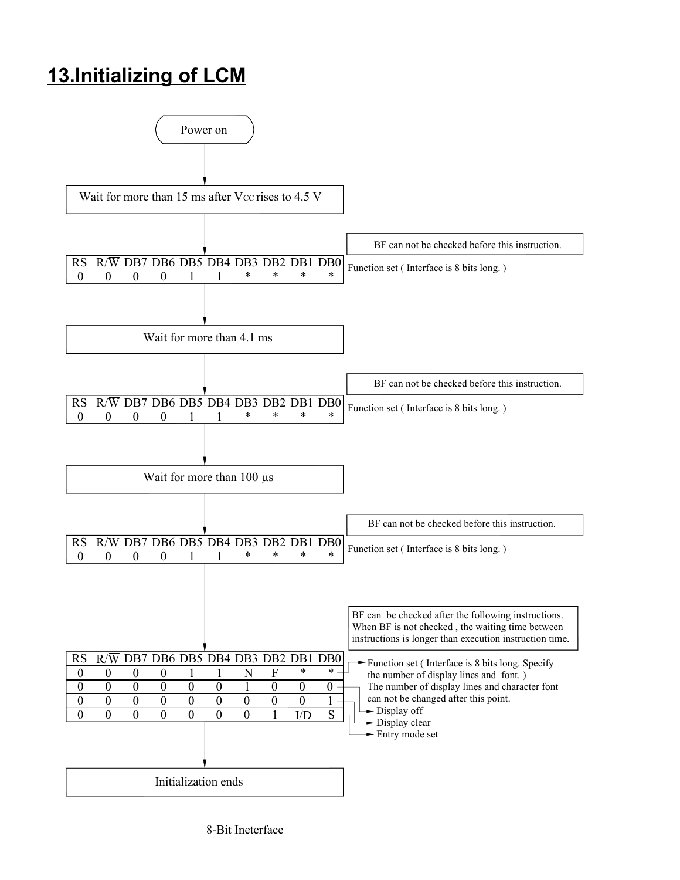# 13.Initializing of LCM

Power on

↓

Wait for more than 15 ms after $V_{CC}$ rises to 4.5 V

↓

BF can not be checked before this instruction.

| RS | R/$\overline{W}$ | DB7 | DB6 | DB5 | DB4 | DB3 | DB2 | DB1 | DB0 |
|---|---|---|---|---|---|---|---|---|---|
| 0 | 0 | 0 | 0 | 1 | 1 | * | * | * | * |

Function set ( Interface is 8 bits long. )

↓

Wait for more than 4.1 ms

↓

BF can not be checked before this instruction.

| RS | R/$\overline{W}$ | DB7 | DB6 | DB5 | DB4 | DB3 | DB2 | DB1 | DB0 |
|---|---|---|---|---|---|---|---|---|---|
| 0 | 0 | 0 | 0 | 1 | 1 | * | * | * | * |

Function set ( Interface is 8 bits long. )

↓

Wait for more than 100 μs

↓

BF can not be checked before this instruction.

| RS | R/$\overline{W}$ | DB7 | DB6 | DB5 | DB4 | DB3 | DB2 | DB1 | DB0 |
|---|---|---|---|---|---|---|---|---|---|
| 0 | 0 | 0 | 0 | 1 | 1 | * | * | * | * |

Function set ( Interface is 8 bits long. )

↓

BF can be checked after the following instructions. When BF is not checked , the waiting time between instructions is longer than execution instruction time.

| RS | R/$\overline{W}$ | DB7 | DB6 | DB5 | DB4 | DB3 | DB2 | DB1 | DB0 | |
|---|---|---|---|---|---|---|---|---|---|---|
| 0 | 0 | 0 | 0 | 1 | 1 | N | F | * | * | Function set ( Interface is 8 bits long. Specify the number of display lines and font. ) The number of display lines and character font can not be changed after this point. |
| 0 | 0 | 0 | 0 | 0 | 0 | 1 | 0 | 0 | 0 | Display off |
| 0 | 0 | 0 | 0 | 0 | 0 | 0 | 0 | 0 | 1 | Display clear |
| 0 | 0 | 0 | 0 | 0 | 0 | 0 | 1 | I/D | S | Entry mode set |

↓

Initialization ends

8-Bit Ineterface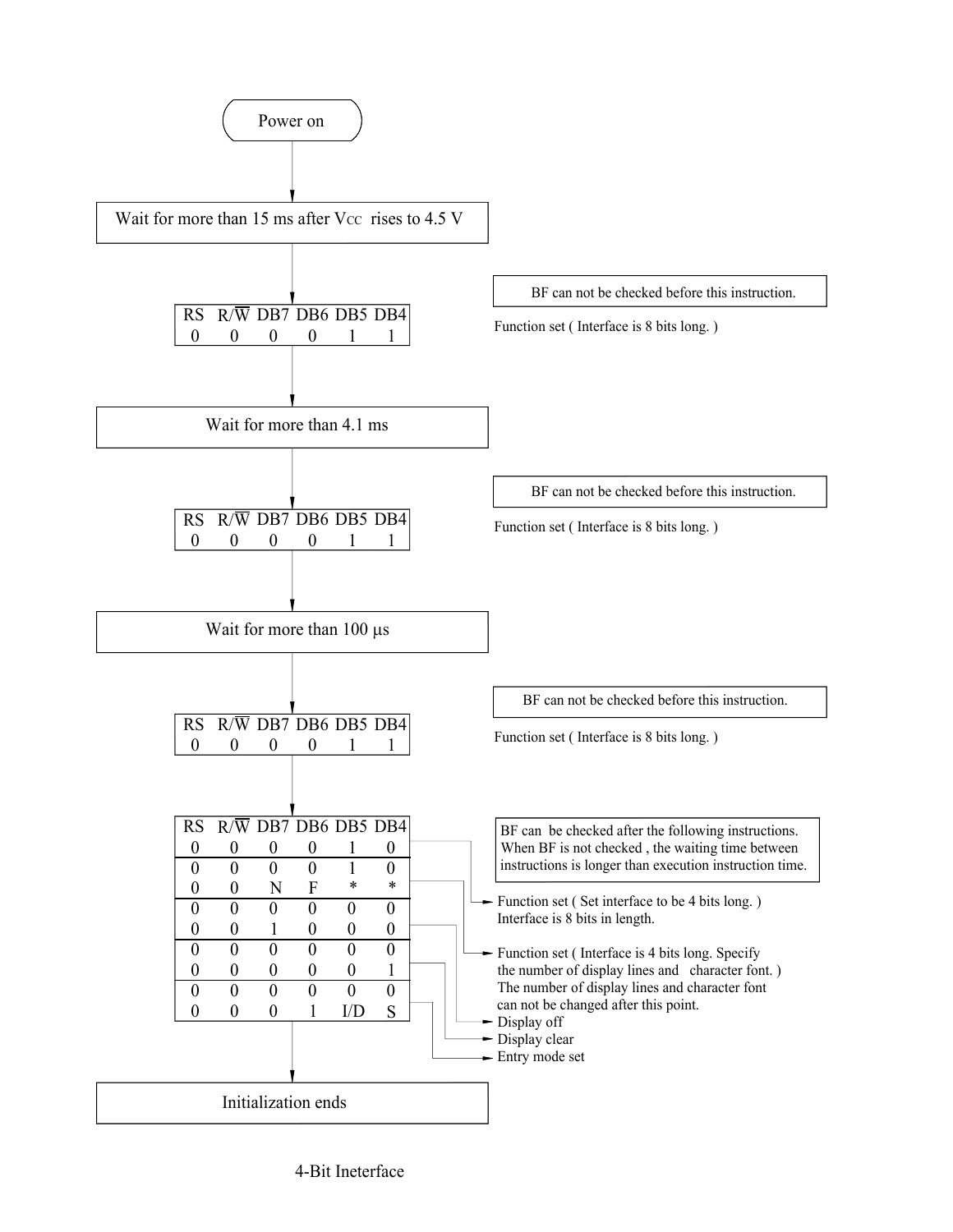Power on

↓

Wait for more than 15 ms after $V_{CC}$ rises to 4.5 V

↓

BF can not be checked before this instruction.

| RS | R/$\overline{W}$ | DB7 | DB6 | DB5 | DB4 |
|---|---|---|---|---|---|
| 0 | 0 | 0 | 0 | 1 | 1 |

Function set ( Interface is 8 bits long. )

↓

Wait for more than 4.1 ms

↓

BF can not be checked before this instruction.

| RS | R/$\overline{W}$ | DB7 | DB6 | DB5 | DB4 |
|---|---|---|---|---|---|
| 0 | 0 | 0 | 0 | 1 | 1 |

Function set ( Interface is 8 bits long. )

↓

Wait for more than 100 μs

↓

BF can not be checked before this instruction.

| RS | R/$\overline{W}$ | DB7 | DB6 | DB5 | DB4 |
|---|---|---|---|---|---|
| 0 | 0 | 0 | 0 | 1 | 1 |

Function set ( Interface is 8 bits long. )

↓

BF can be checked after the following instructions. When BF is not checked , the waiting time between instructions is longer than execution instruction time.

| RS | R/$\overline{W}$ | DB7 | DB6 | DB5 | DB4 | |
|---|---|---|---|---|---|---|
| 0 | 0 | 0 | 0 | 1 | 0 | Function set ( Set interface to be 4 bits long. ) Interface is 8 bits in length. |
| 0 | 0 | 0 | 0 | 1 | 0 | Function set ( Interface is 4 bits long. Specify the number of display lines and character font. ) The number of display lines and character font can not be changed after this point. |
| 0 | 0 | N | F | * | * | |
| 0 | 0 | 0 | 0 | 0 | 0 | Display off |
| 0 | 0 | 1 | 0 | 0 | 0 | |
| 0 | 0 | 0 | 0 | 0 | 0 | Display clear |
| 0 | 0 | 0 | 0 | 0 | 1 | |
| 0 | 0 | 0 | 0 | 0 | 0 | Entry mode set |
| 0 | 0 | 0 | 1 | I/D | S | |

↓

Initialization ends

4-Bit Ineterface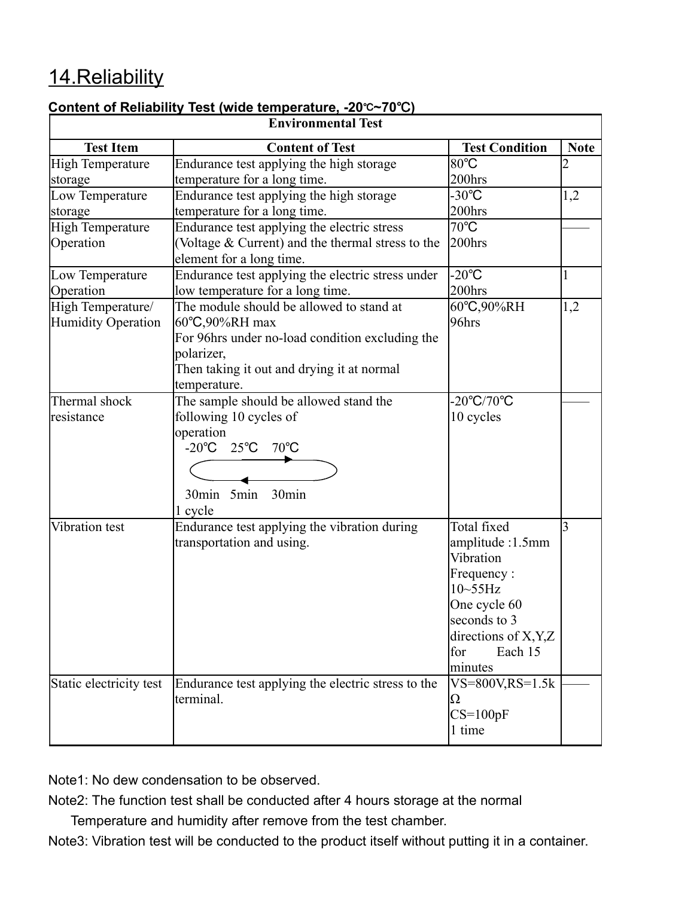# 14.Reliability

**Content of Reliability Test (wide temperature, -20℃~70℃)**

| Environmental Test | | | |
|---|---|---|---|
| **Test Item** | **Content of Test** | **Test Condition** | **Note** |
| High Temperature storage | Endurance test applying the high storage temperature for a long time. | 80℃<br>200hrs | 2 |
| Low Temperature storage | Endurance test applying the high storage temperature for a long time. | -30℃<br>200hrs | 1,2 |
| High Temperature Operation | Endurance test applying the electric stress (Voltage & Current) and the thermal stress to the element for a long time. | 70℃<br>200hrs | —— |
| Low Temperature Operation | Endurance test applying the electric stress under low temperature for a long time. | -20℃<br>200hrs | 1 |
| High Temperature/ Humidity Operation | The module should be allowed to stand at 60℃,90%RH max<br>For 96hrs under no-load condition excluding the polarizer,<br>Then taking it out and drying it at normal temperature. | 60℃,90%RH<br>96hrs | 1,2 |
| Thermal shock resistance | The sample should be allowed stand the following 10 cycles of operation<br>-20℃ 25℃ 70℃<br>30min 5min 30min<br>1 cycle | -20℃/70℃<br>10 cycles | —— |
| Vibration test | Endurance test applying the vibration during transportation and using. | Total fixed amplitude :1.5mm<br>Vibration Frequency : 10~55Hz<br>One cycle 60 seconds to 3 directions of X,Y,Z for Each 15 minutes | 3 |
| Static electricity test | Endurance test applying the electric stress to the terminal. | VS=800V,RS=1.5kΩ<br>CS=100pF<br>1 time | —— |

Note1: No dew condensation to be observed.

Note2: The function test shall be conducted after 4 hours storage at the normal Temperature and humidity after remove from the test chamber.

Note3: Vibration test will be conducted to the product itself without putting it in a container.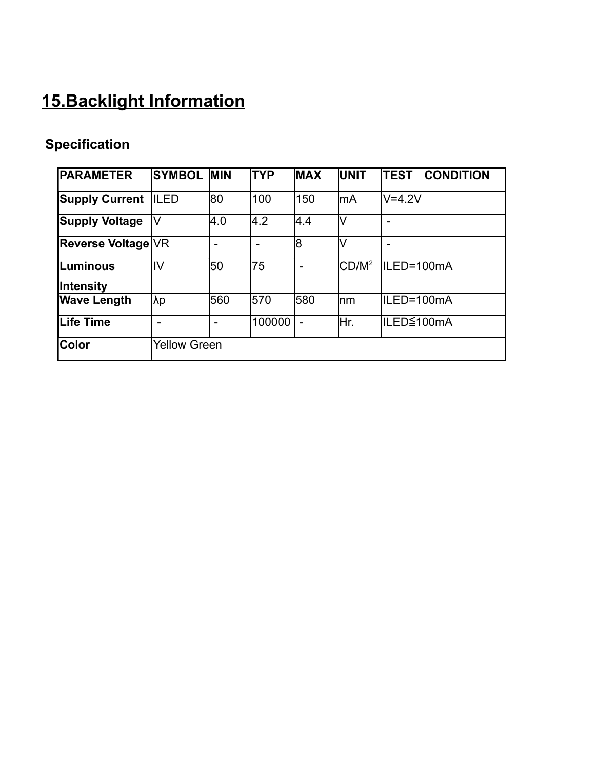# 15.Backlight Information

## Specification

| PARAMETER | SYMBOL | MIN | TYP | MAX | UNIT | TEST CONDITION |
|---|---|---|---|---|---|---|
| **Supply Current** | ILED | 80 | 100 | 150 | mA | V=4.2V |
| **Supply Voltage** | V | 4.0 | 4.2 | 4.4 | V | - |
| **Reverse Voltage** | VR | - | - | 8 | V | - |
| **Luminous Intensity** | IV | 50 | 75 | - | $CD/M^2$ | ILED=100mA |
| **Wave Length** | λp | 560 | 570 | 580 | nm | ILED=100mA |
| **Life Time** | - | - | 100000 | - | Hr. | ILED≦100mA |
| **Color** | Yellow Green | | | | | |